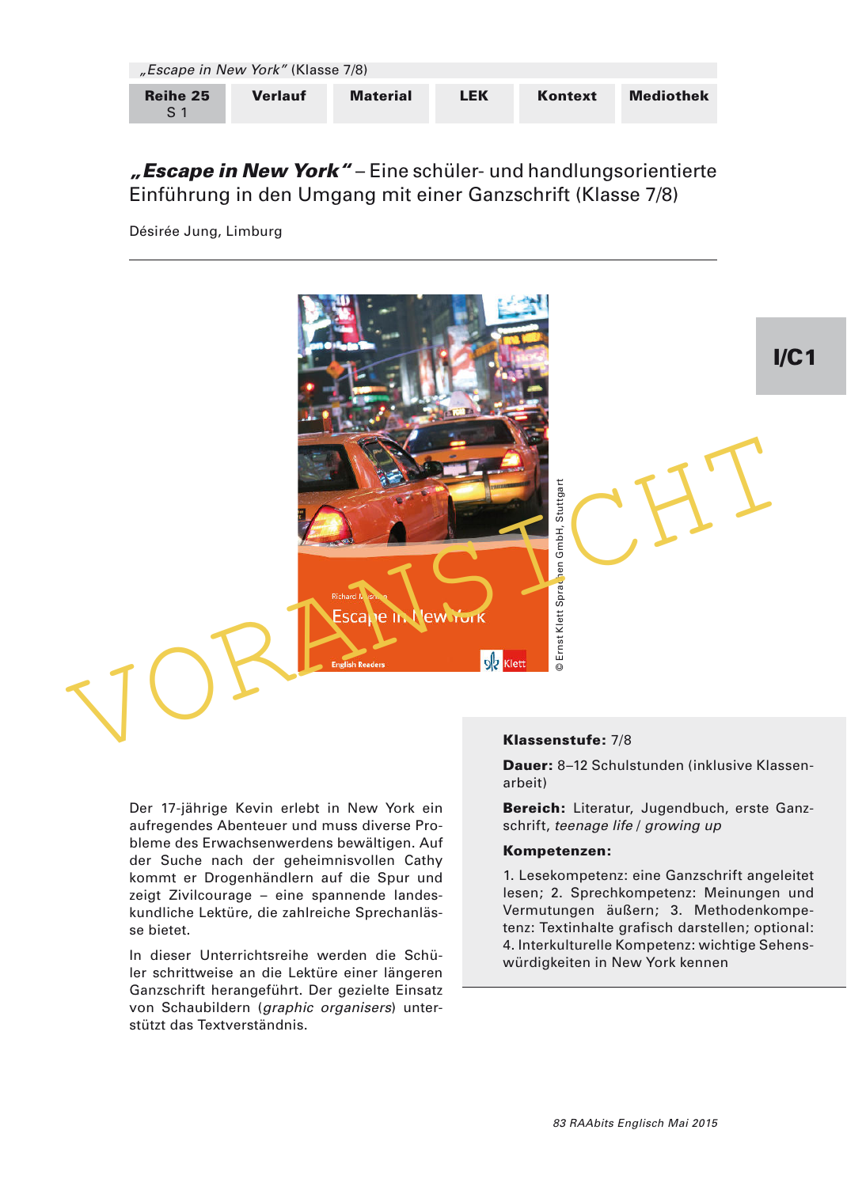# „Escape in New York“ – Eine schüler- und handlungsorientierte Einführung in den Umgang mit einer Ganzschrift (Klasse 7/8)

Désirée Jung, Limburg

© Ernst Klett Sprachen GmbH, Stuttgart

**Klassenstufe:** 7/8

**Dauer:** 8–12 Schulstunden (inklusive Klassenarbeit)

**Bereich:** Literatur, Jugendbuch, erste Ganzschrift, *teenage life* / *growing up*

**Kompetenzen:**

1. Lesekompetenz: eine Ganzschrift angeleitet lesen; 2. Sprechkompetenz: Meinungen und Vermutungen äußern; 3. Methodenkompetenz: Textinhalte grafisch darstellen; optional: 4. Interkulturelle Kompetenz: wichtige Sehenswürdigkeiten in New York kennen

Der 17-jährige Kevin erlebt in New York ein aufregendes Abenteuer und muss diverse Probleme des Erwachsenwerdens bewältigen. Auf der Suche nach der geheimnisvollen Cathy kommt er Drogenhändlern auf die Spur und zeigt Zivilcourage – eine spannende landeskundliche Lektüre, die zahlreiche Sprechanlässe bietet.

In dieser Unterrichtsreihe werden die Schüler schrittweise an die Lektüre einer längeren Ganzschrift herangeführt. Der gezielte Einsatz von Schaubildern (*graphic organisers*) unterstützt das Textverständnis.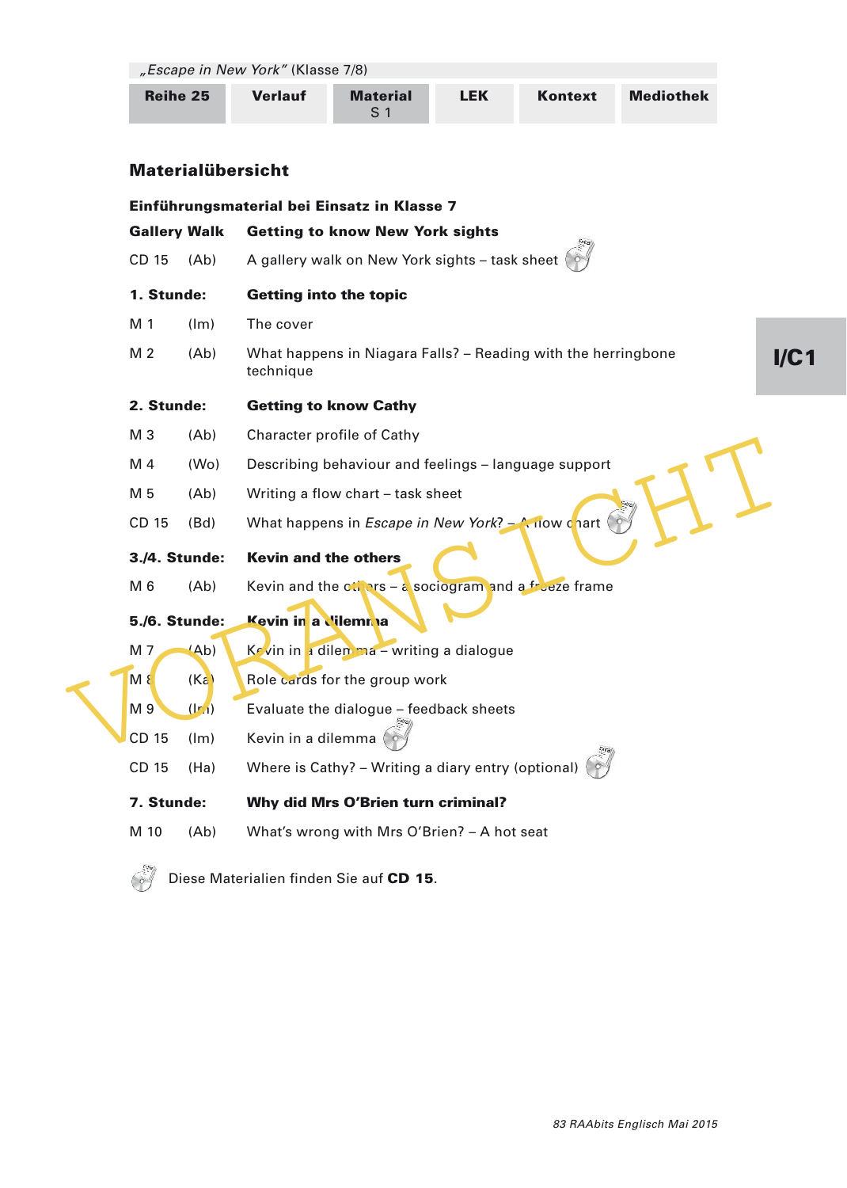## Materialübersicht

### Einführungsmaterial bei Einsatz in Klasse 7

| | | |
|---|---|---|
| **Gallery Walk** | | **Getting to know New York sights** |
| CD 15 | (Ab) | A gallery walk on New York sights – task sheet |
| **1. Stunde:** | | **Getting into the topic** |
| M 1 | (Im) | The cover |
| M 2 | (Ab) | What happens in Niagara Falls? – Reading with the herringbone technique |
| **2. Stunde:** | | **Getting to know Cathy** |
| M 3 | (Ab) | Character profile of Cathy |
| M 4 | (Wo) | Describing behaviour and feelings – language support |
| M 5 | (Ab) | Writing a flow chart – task sheet |
| CD 15 | (Bd) | What happens in *Escape in New York*? – A flow chart |
| **3./4. Stunde:** | | **Kevin and the others** |
| M 6 | (Ab) | Kevin and the others – a sociogram and a freeze frame |
| **5./6. Stunde:** | | **Kevin in a dilemma** |
| M 7 | (Ab) | Kevin in a dilemma – writing a dialogue |
| M 8 | (Ka) | Role cards for the group work |
| M 9 | (Im) | Evaluate the dialogue – feedback sheets |
| CD 15 | (Im) | Kevin in a dilemma |
| CD 15 | (Ha) | Where is Cathy? – Writing a diary entry (optional) |
| **7. Stunde:** | | **Why did Mrs O'Brien turn criminal?** |
| M 10 | (Ab) | What's wrong with Mrs O'Brien? – A hot seat |

Diese Materialien finden Sie auf **CD 15**.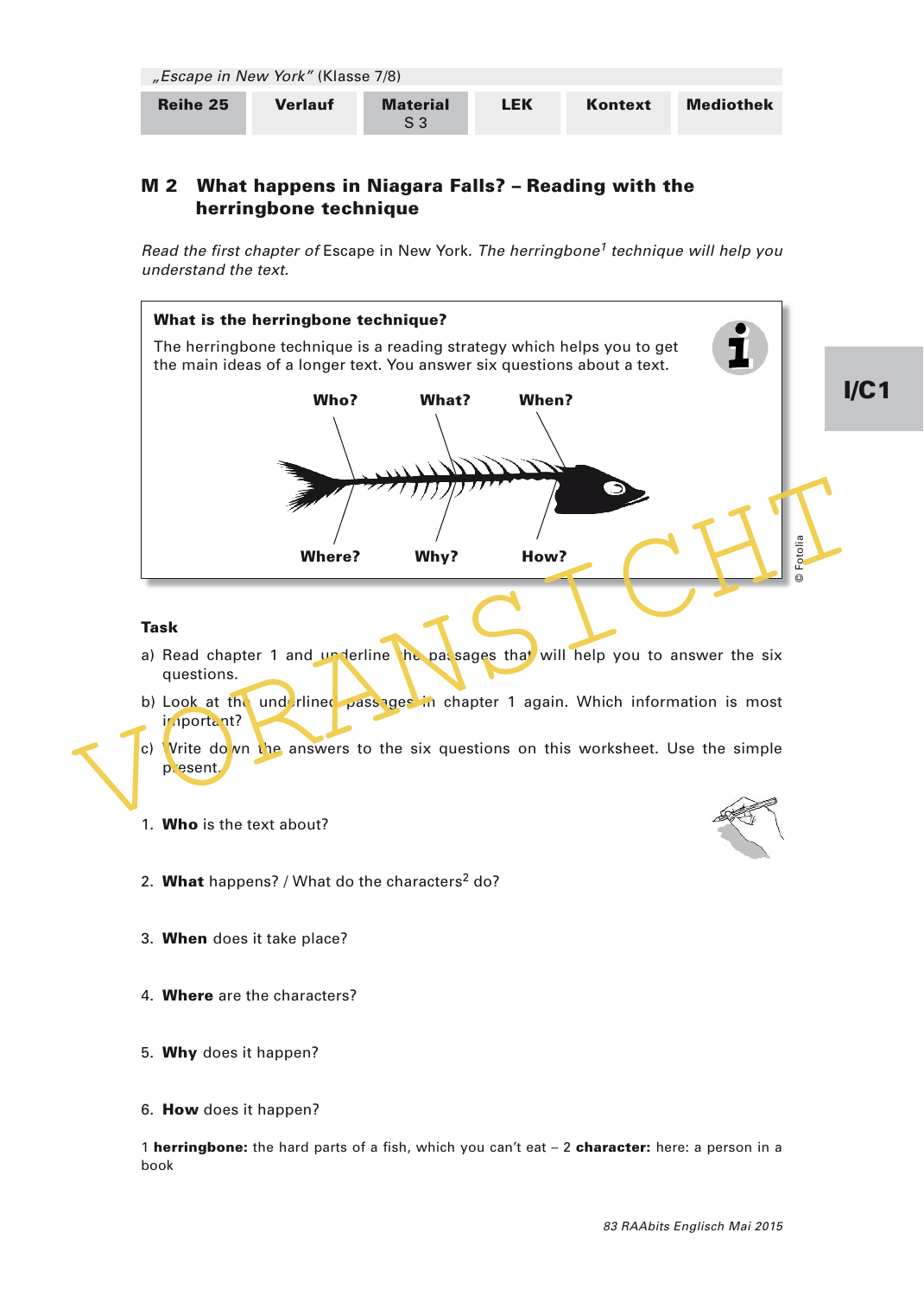## M 2 What happens in Niagara Falls? – Reading with the herringbone technique

*Read the first chapter of* Escape in New York. *The herringbone*[1] *technique will help you understand the text.*

**What is the herringbone technique?**

The herringbone technique is a reading strategy which helps you to get the main ideas of a longer text. You answer six questions about a text.

**Who?** **What?** **When?**

**Where?** **Why?** **How?**

© Fotolia

**Task**

a) Read chapter 1 and underline the passages that will help you to answer the six questions.

b) Look at the underlined passages in chapter 1 again. Which information is most important?

c) Write down the answers to the six questions on this worksheet. Use the simple present.

1. **Who** is the text about?

2. **What** happens? / What do the characters[2] do?

3. **When** does it take place?

4. **Where** are the characters?

5. **Why** does it happen?

6. **How** does it happen?

1 **herringbone:** the hard parts of a fish, which you can't eat – 2 **character:** here: a person in a book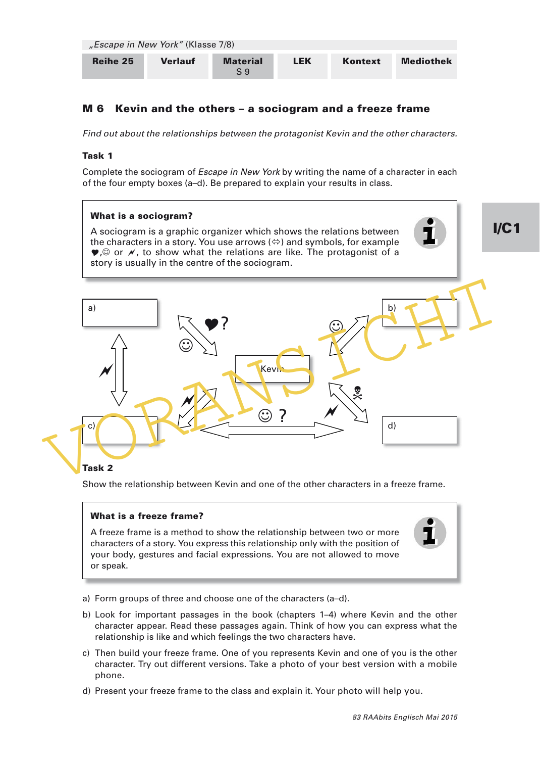## M 6 Kevin and the others – a sociogram and a freeze frame

*Find out about the relationships between the protagonist Kevin and the other characters.*

### Task 1

Complete the sociogram of *Escape in New York* by writing the name of a character in each of the four empty boxes (a–d). Be prepared to explain your results in class.

> **What is a sociogram?**
>
> A sociogram is a graphic organizer which shows the relations between the characters in a story. You use arrows (⇔) and symbols, for example ♥, ☺ or ⚡, to show what the relations are like. The protagonist of a story is usually in the centre of the sociogram.

a)

b)

Kevin

c)

d)

### Task 2

Show the relationship between Kevin and one of the other characters in a freeze frame.

> **What is a freeze frame?**
>
> A freeze frame is a method to show the relationship between two or more characters of a story. You express this relationship only with the position of your body, gestures and facial expressions. You are not allowed to move or speak.

a) Form groups of three and choose one of the characters (a–d).

b) Look for important passages in the book (chapters 1–4) where Kevin and the other character appear. Read these passages again. Think of how you can express what the relationship is like and which feelings the two characters have.

c) Then build your freeze frame. One of you represents Kevin and one of you is the other character. Try out different versions. Take a photo of your best version with a mobile phone.

d) Present your freeze frame to the class and explain it. Your photo will help you.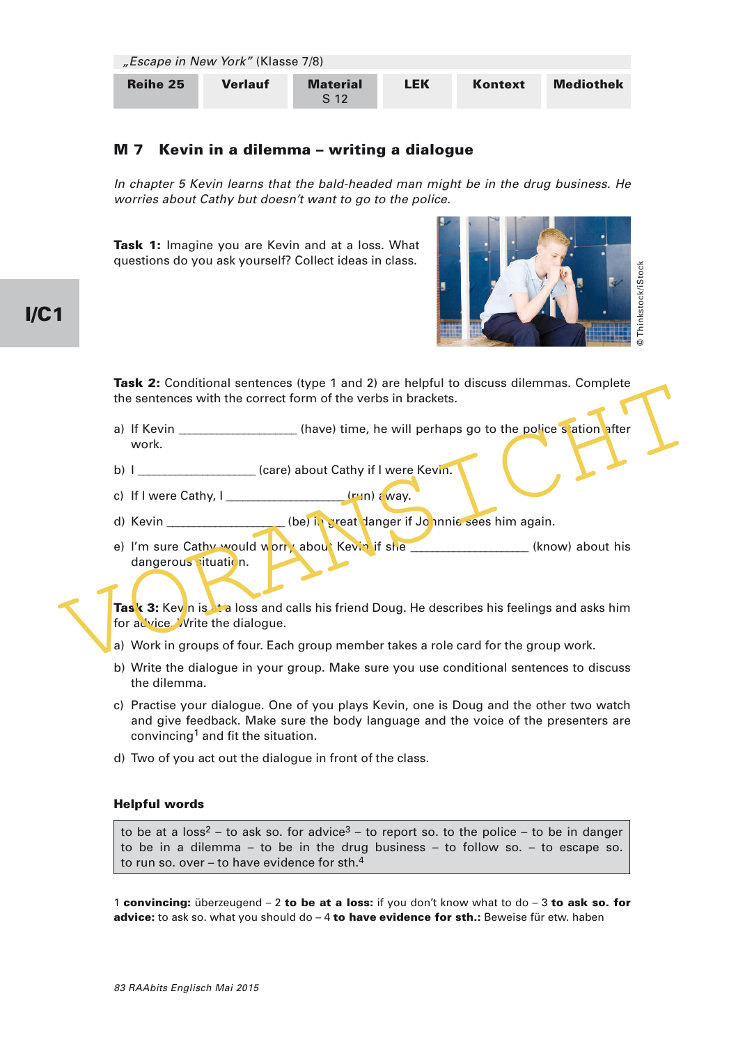## M 7 Kevin in a dilemma – writing a dialogue

*In chapter 5 Kevin learns that the bald-headed man might be in the drug business. He worries about Cathy but doesn't want to go to the police.*

**Task 1:** Imagine you are Kevin and at a loss. What questions do you ask yourself? Collect ideas in class.

© Thinkstock/iStock

**Task 2:** Conditional sentences (type 1 and 2) are helpful to discuss dilemmas. Complete the sentences with the correct form of the verbs in brackets.

a) If Kevin __________________ (have) time, he will perhaps go to the police station after work.

b) I __________________ (care) about Cathy if I were Kevin.

c) If I were Cathy, I __________________ (run) away.

d) Kevin __________________ (be) in great danger if Johnnie sees him again.

e) I'm sure Cathy would worry about Kevin if she __________________ (know) about his dangerous situation.

**Task 3:** Kevin is at a loss and calls his friend Doug. He describes his feelings and asks him for advice. Write the dialogue.

a) Work in groups of four. Each group member takes a role card for the group work.

b) Write the dialogue in your group. Make sure you use conditional sentences to discuss the dilemma.

c) Practise your dialogue. One of you plays Kevin, one is Doug and the other two watch and give feedback. Make sure the body language and the voice of the presenters are convincing[1] and fit the situation.

d) Two of you act out the dialogue in front of the class.

### Helpful words

to be at a loss[2] – to ask so. for advice[3] – to report so. to the police – to be in danger to be in a dilemma – to be in the drug business – to follow so. – to escape so. to run so. over – to have evidence for sth.[4]

1 **convincing:** überzeugend – 2 **to be at a loss:** if you don't know what to do – 3 **to ask so. for advice:** to ask so. what you should do – 4 **to have evidence for sth.:** Beweise für etw. haben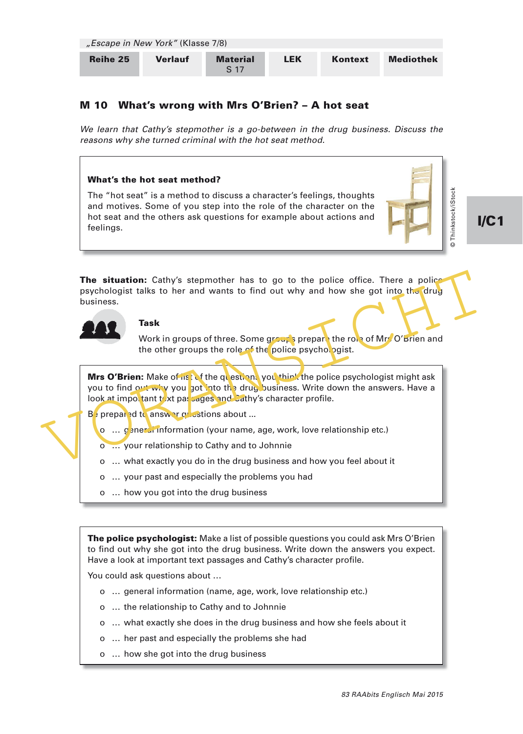## M 10 What's wrong with Mrs O'Brien? – A hot seat

*We learn that Cathy's stepmother is a go-between in the drug business. Discuss the reasons why she turned criminal with the hot seat method.*

**What's the hot seat method?**

The "hot seat" is a method to discuss a character's feelings, thoughts and motives. Some of you step into the role of the character on the hot seat and the others ask questions for example about actions and feelings.

© Thinkstock/iStock

**The situation:** Cathy's stepmother has to go to the police office. There a police psychologist talks to her and wants to find out why and how she got into the drug business.

**Task**

Work in groups of three. Some groups prepare the role of Mrs O'Brien and the other groups the role of the police psychologist.

**Mrs O'Brien:** Make a list of the questions you think the police psychologist might ask you to find out why you got into the drug business. Write down the answers. Have a look at important text passages and Cathy's character profile.

Be prepared to answer questions about …

- … general information (your name, age, work, love relationship etc.)
- … your relationship to Cathy and to Johnnie
- … what exactly you do in the drug business and how you feel about it
- … your past and especially the problems you had
- … how you got into the drug business

**The police psychologist:** Make a list of possible questions you could ask Mrs O'Brien to find out why she got into the drug business. Write down the answers you expect. Have a look at important text passages and Cathy's character profile.

You could ask questions about …

- … general information (name, age, work, love relationship etc.)
- … the relationship to Cathy and to Johnnie
- … what exactly she does in the drug business and how she feels about it
- … her past and especially the problems she had
- … how she got into the drug business